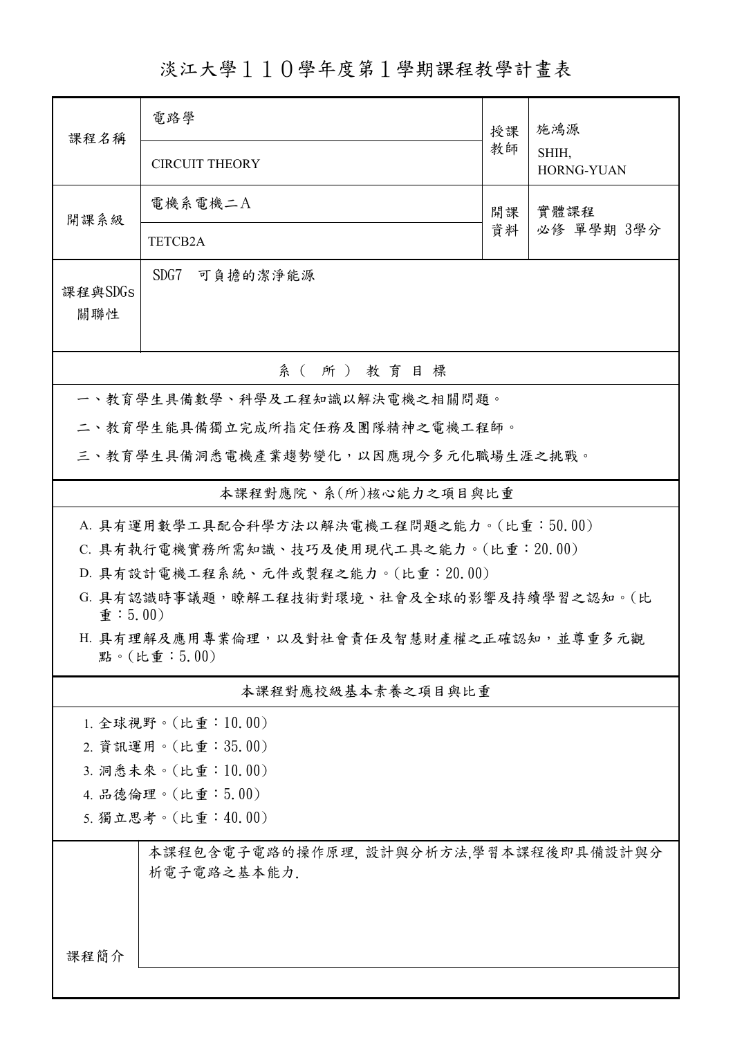# 淡江大學１１０學年度第１學期課程教學計畫表

| 課程名稱 | 電路學 | 授課教師 | 施鴻源 |
|---|---|---|---|
| | CIRCUIT THEORY | | SHIH, HORNG-YUAN |
| 開課系級 | 電機系電機二A | 開課資料 | 實體課程<br>必修 單學期 3學分 |
| | TETCB2A | | |
| 課程與SDGs關聯性 | SDG7 可負擔的潔淨能源 | | |

## 系（所）教育目標

一、教育學生具備數學、科學及工程知識以解決電機之相關問題。

二、教育學生能具備獨立完成所指定任務及團隊精神之電機工程師。

三、教育學生具備洞悉電機產業趨勢變化，以因應現今多元化職場生涯之挑戰。

## 本課程對應院、系(所)核心能力之項目與比重

A. 具有運用數學工具配合科學方法以解決電機工程問題之能力。(比重：50.00)

C. 具有執行電機實務所需知識、技巧及使用現代工具之能力。(比重：20.00)

D. 具有設計電機工程系統、元件或製程之能力。(比重：20.00)

G. 具有認識時事議題，瞭解工程技術對環境、社會及全球的影響及持續學習之認知。(比重：5.00)

H. 具有理解及應用專業倫理，以及對社會責任及智慧財產權之正確認知，並尊重多元觀點。(比重：5.00)

## 本課程對應校級基本素養之項目與比重

1. 全球視野。(比重：10.00)
2. 資訊運用。(比重：35.00)
3. 洞悉未來。(比重：10.00)
4. 品德倫理。(比重：5.00)
5. 獨立思考。(比重：40.00)

| 課程簡介 | 本課程包含電子電路的操作原理, 設計與分析方法,學習本課程後即具備設計與分析電子電路之基本能力. |
|---|---|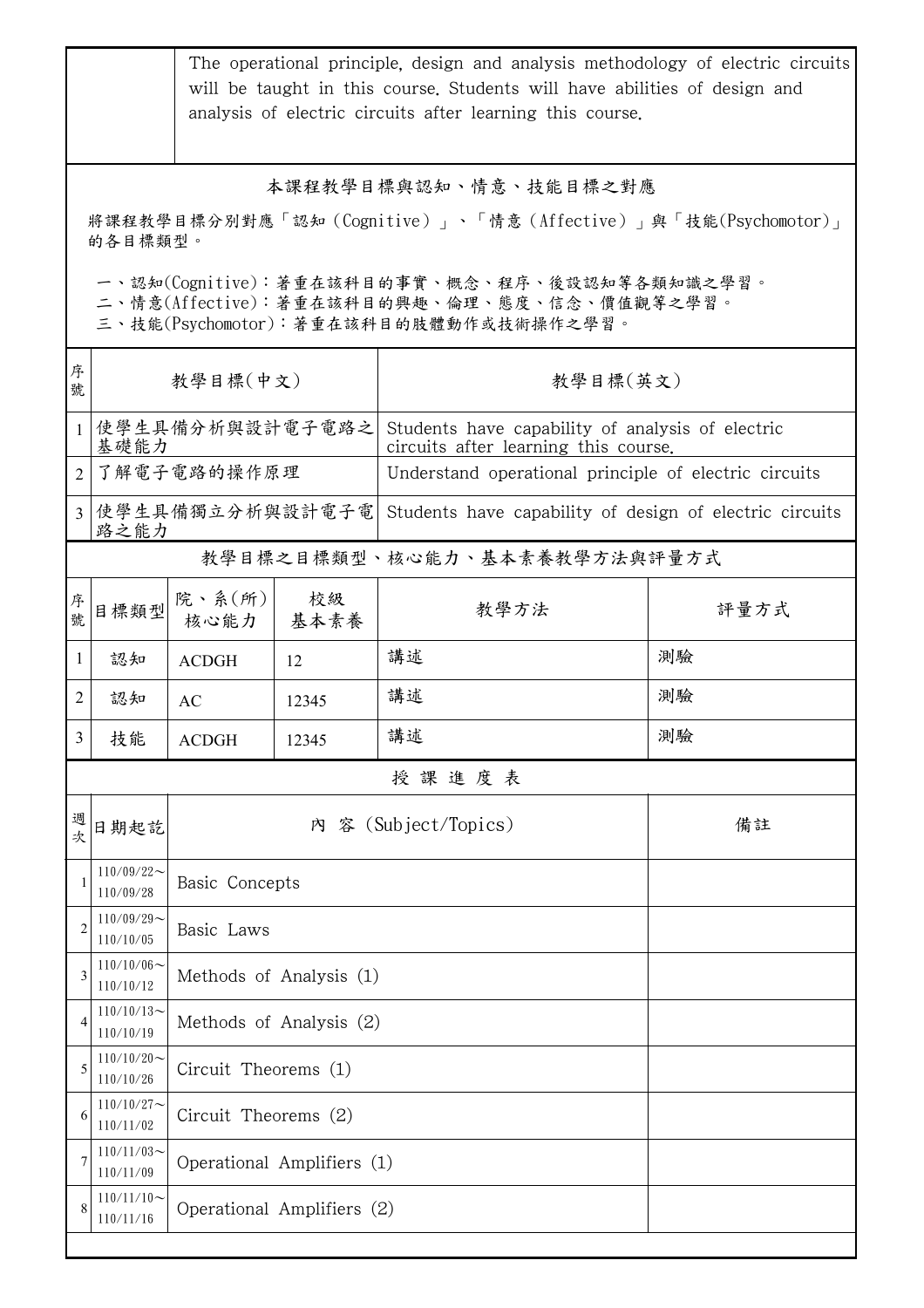| | The operational principle, design and analysis methodology of electric circuits will be taught in this course. Students will have abilities of design and analysis of electric circuits after learning this course. |
|---|---|

## 本課程教學目標與認知、情意、技能目標之對應

將課程教學目標分別對應「認知（Cognitive）」、「情意（Affective）」與「技能(Psychomotor)」的各目標類型。

一、認知(Cognitive)：著重在該科目的事實、概念、程序、後設認知等各類知識之學習。
二、情意(Affective)：著重在該科目的興趣、倫理、態度、信念、價值觀等之學習。
三、技能(Psychomotor)：著重在該科目的肢體動作或技術操作之學習。

| 序號 | 教學目標(中文) | 教學目標(英文) |
|---|---|---|
| 1 | 使學生具備分析與設計電子電路之基礎能力 | Students have capability of analysis of electric circuits after learning this course. |
| 2 | 了解電子電路的操作原理 | Understand operational principle of electric circuits |
| 3 | 使學生具備獨立分析與設計電子電路之能力 | Students have capability of design of electric circuits |

## 教學目標之目標類型、核心能力、基本素養教學方法與評量方式

| 序號 | 目標類型 | 院、系(所)核心能力 | 校級基本素養 | 教學方法 | 評量方式 |
|---|---|---|---|---|---|
| 1 | 認知 | ACDGH | 12 | 講述 | 測驗 |
| 2 | 認知 | AC | 12345 | 講述 | 測驗 |
| 3 | 技能 | ACDGH | 12345 | 講述 | 測驗 |

## 授課進度表

| 週次 | 日期起訖 | 內容 (Subject/Topics) | 備註 |
|---|---|---|---|
| 1 | 110/09/22～110/09/28 | Basic Concepts | |
| 2 | 110/09/29～110/10/05 | Basic Laws | |
| 3 | 110/10/06～110/10/12 | Methods of Analysis (1) | |
| 4 | 110/10/13～110/10/19 | Methods of Analysis (2) | |
| 5 | 110/10/20～110/10/26 | Circuit Theorems (1) | |
| 6 | 110/10/27～110/11/02 | Circuit Theorems (2) | |
| 7 | 110/11/03～110/11/09 | Operational Amplifiers (1) | |
| 8 | 110/11/10～110/11/16 | Operational Amplifiers (2) | |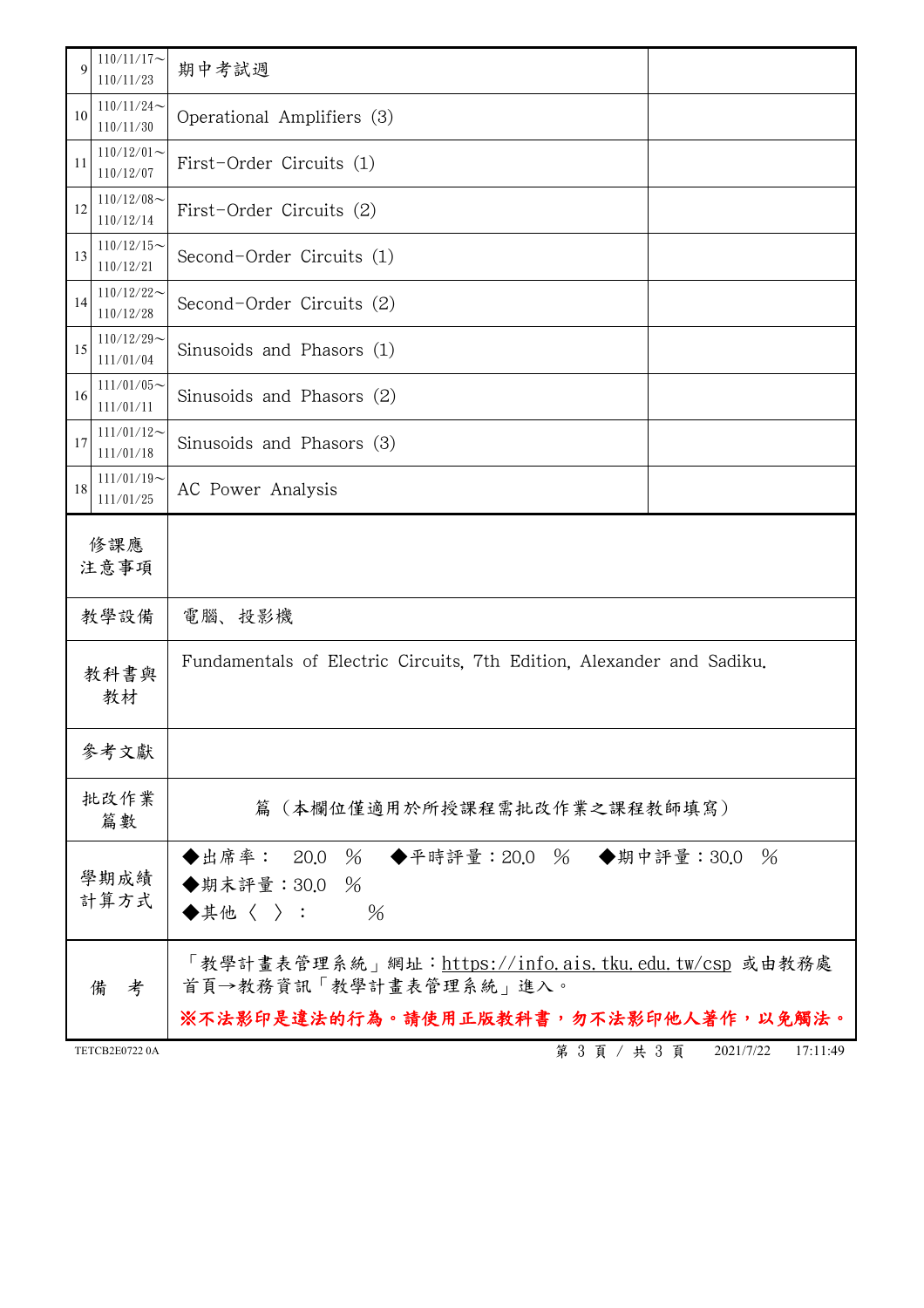| | | | |
|---|---|---|---|
| 9 | 110/11/17～ 110/11/23 | 期中考試週 | |
| 10 | 110/11/24～ 110/11/30 | Operational Amplifiers (3) | |
| 11 | 110/12/01～ 110/12/07 | First-Order Circuits (1) | |
| 12 | 110/12/08～ 110/12/14 | First-Order Circuits (2) | |
| 13 | 110/12/15～ 110/12/21 | Second-Order Circuits (1) | |
| 14 | 110/12/22～ 110/12/28 | Second-Order Circuits (2) | |
| 15 | 110/12/29～ 111/01/04 | Sinusoids and Phasors (1) | |
| 16 | 111/01/05～ 111/01/11 | Sinusoids and Phasors (2) | |
| 17 | 111/01/12～ 111/01/18 | Sinusoids and Phasors (3) | |
| 18 | 111/01/19～ 111/01/25 | AC Power Analysis | |

| | |
|---|---|
| 修課應注意事項 | |
| 教學設備 | 電腦、投影機 |
| 教科書與教材 | Fundamentals of Electric Circuits, 7th Edition, Alexander and Sadiku. |
| 參考文獻 | |
| 批改作業篇數 | 篇（本欄位僅適用於所授課程需批改作業之課程教師填寫） |
| 學期成績計算方式 | ◆出席率： 20.0 ％ ◆平時評量：20.0 ％ ◆期中評量：30.0 ％<br>◆期末評量：30.0 ％<br>◆其他〈 〉： ％ |
| 備 考 | 「教學計畫表管理系統」網址：https://info.ais.tku.edu.tw/csp 或由教務處首頁→教務資訊「教學計畫表管理系統」進入。<br>**※不法影印是違法的行為。請使用正版教科書，勿不法影印他人著作，以免觸法。** |

TETCB2E0722 0A